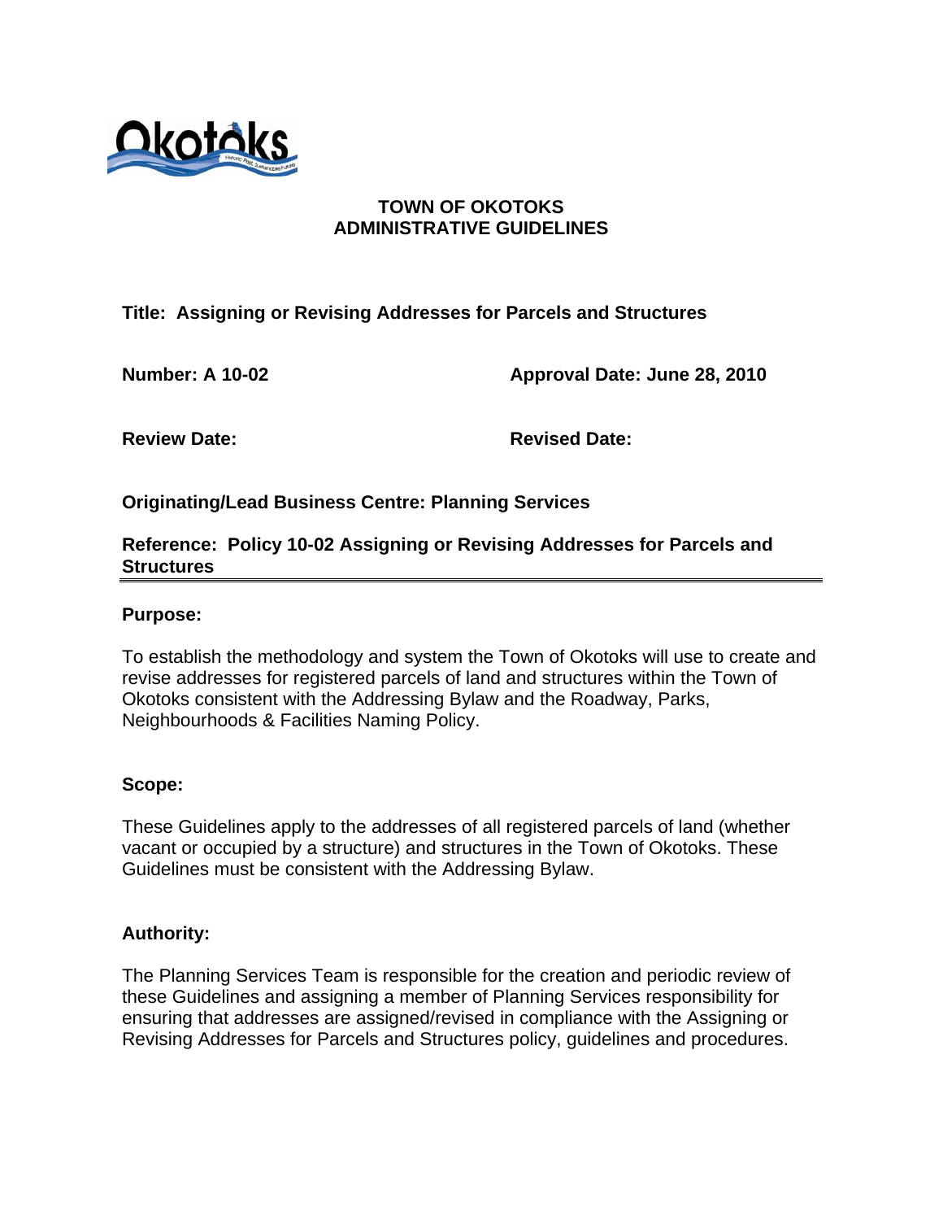# TOWN OF OKOTOKS
# ADMINISTRATIVE GUIDELINES

**Title: Assigning or Revising Addresses for Parcels and Structures**

**Number: A 10-02** **Approval Date: June 28, 2010**

**Review Date:** **Revised Date:**

**Originating/Lead Business Centre: Planning Services**

**Reference: Policy 10-02 Assigning or Revising Addresses for Parcels and Structures**

---

**Purpose:**

To establish the methodology and system the Town of Okotoks will use to create and revise addresses for registered parcels of land and structures within the Town of Okotoks consistent with the Addressing Bylaw and the Roadway, Parks, Neighbourhoods & Facilities Naming Policy.

**Scope:**

These Guidelines apply to the addresses of all registered parcels of land (whether vacant or occupied by a structure) and structures in the Town of Okotoks. These Guidelines must be consistent with the Addressing Bylaw.

**Authority:**

The Planning Services Team is responsible for the creation and periodic review of these Guidelines and assigning a member of Planning Services responsibility for ensuring that addresses are assigned/revised in compliance with the Assigning or Revising Addresses for Parcels and Structures policy, guidelines and procedures.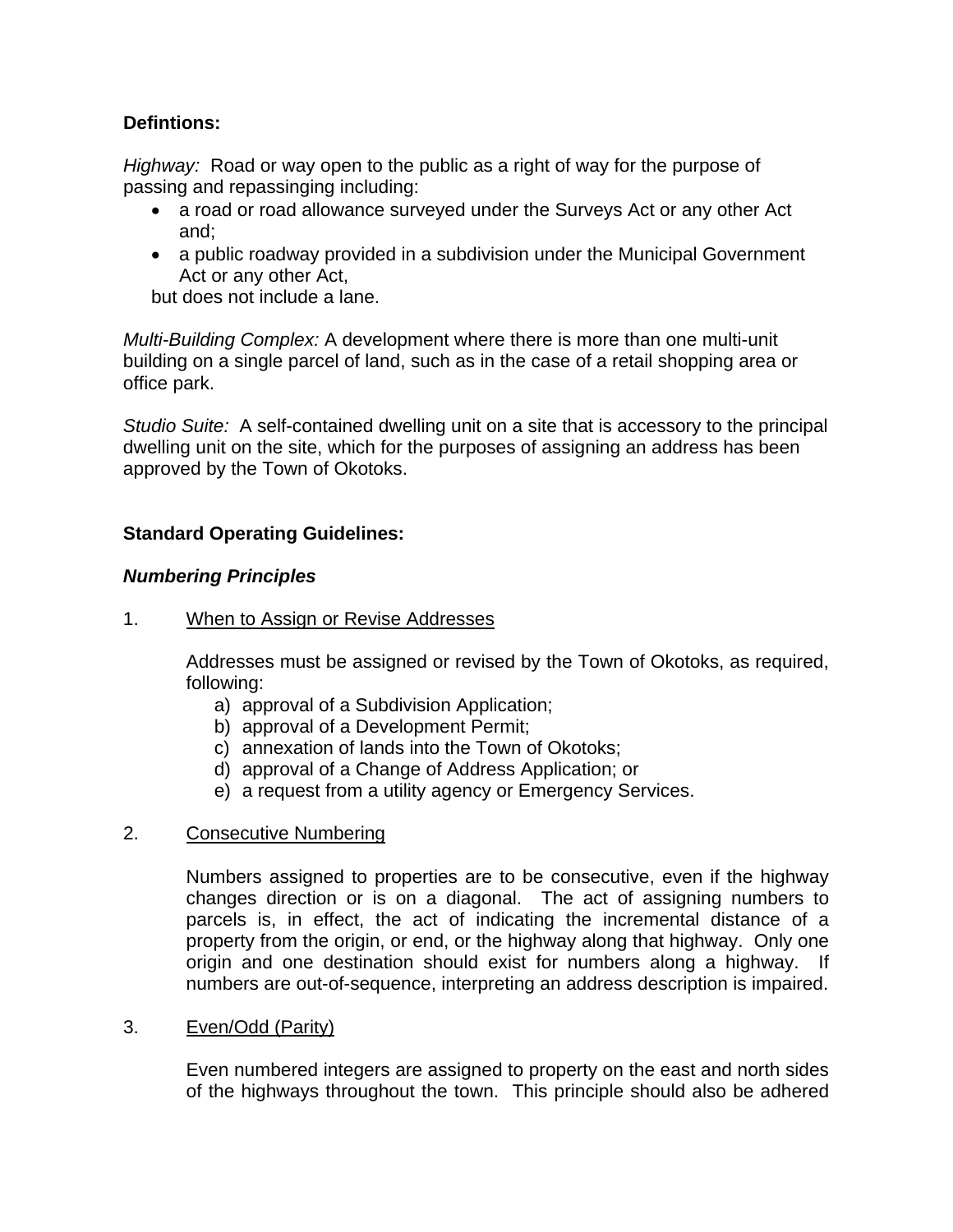**Defintions:**

*Highway:* Road or way open to the public as a right of way for the purpose of passing and repassinging including:

- a road or road allowance surveyed under the Surveys Act or any other Act and;
- a public roadway provided in a subdivision under the Municipal Government Act or any other Act,

but does not include a lane.

*Multi-Building Complex:* A development where there is more than one multi-unit building on a single parcel of land, such as in the case of a retail shopping area or office park.

*Studio Suite:* A self-contained dwelling unit on a site that is accessory to the principal dwelling unit on the site, which for the purposes of assigning an address has been approved by the Town of Okotoks.

**Standard Operating Guidelines:**

***Numbering Principles***

1. <u>When to Assign or Revise Addresses</u>

   Addresses must be assigned or revised by the Town of Okotoks, as required, following:

   a) approval of a Subdivision Application;
   b) approval of a Development Permit;
   c) annexation of lands into the Town of Okotoks;
   d) approval of a Change of Address Application; or
   e) a request from a utility agency or Emergency Services.

2. <u>Consecutive Numbering</u>

   Numbers assigned to properties are to be consecutive, even if the highway changes direction or is on a diagonal. The act of assigning numbers to parcels is, in effect, the act of indicating the incremental distance of a property from the origin, or end, or the highway along that highway. Only one origin and one destination should exist for numbers along a highway. If numbers are out-of-sequence, interpreting an address description is impaired.

3. <u>Even/Odd (Parity)</u>

   Even numbered integers are assigned to property on the east and north sides of the highways throughout the town. This principle should also be adhered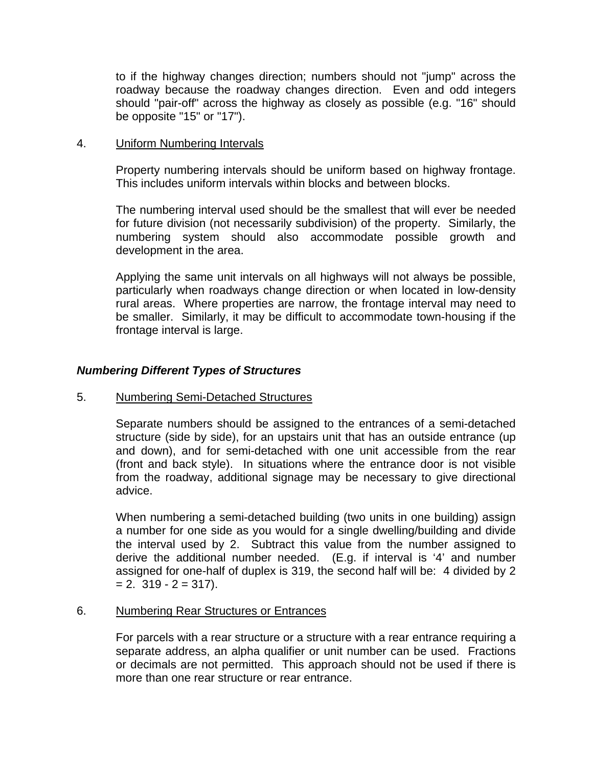to if the highway changes direction; numbers should not "jump" across the roadway because the roadway changes direction. Even and odd integers should "pair-off" across the highway as closely as possible (e.g. "16" should be opposite "15" or "17").

4. <u>Uniform Numbering Intervals</u>

Property numbering intervals should be uniform based on highway frontage. This includes uniform intervals within blocks and between blocks.

The numbering interval used should be the smallest that will ever be needed for future division (not necessarily subdivision) of the property. Similarly, the numbering system should also accommodate possible growth and development in the area.

Applying the same unit intervals on all highways will not always be possible, particularly when roadways change direction or when located in low-density rural areas. Where properties are narrow, the frontage interval may need to be smaller. Similarly, it may be difficult to accommodate town-housing if the frontage interval is large.

### ***Numbering Different Types of Structures***

5. <u>Numbering Semi-Detached Structures</u>

Separate numbers should be assigned to the entrances of a semi-detached structure (side by side), for an upstairs unit that has an outside entrance (up and down), and for semi-detached with one unit accessible from the rear (front and back style). In situations where the entrance door is not visible from the roadway, additional signage may be necessary to give directional advice.

When numbering a semi-detached building (two units in one building) assign a number for one side as you would for a single dwelling/building and divide the interval used by 2. Subtract this value from the number assigned to derive the additional number needed. (E.g. if interval is '4' and number assigned for one-half of duplex is 319, the second half will be: 4 divided by 2 = 2. 319 - 2 = 317).

6. <u>Numbering Rear Structures or Entrances</u>

For parcels with a rear structure or a structure with a rear entrance requiring a separate address, an alpha qualifier or unit number can be used. Fractions or decimals are not permitted. This approach should not be used if there is more than one rear structure or rear entrance.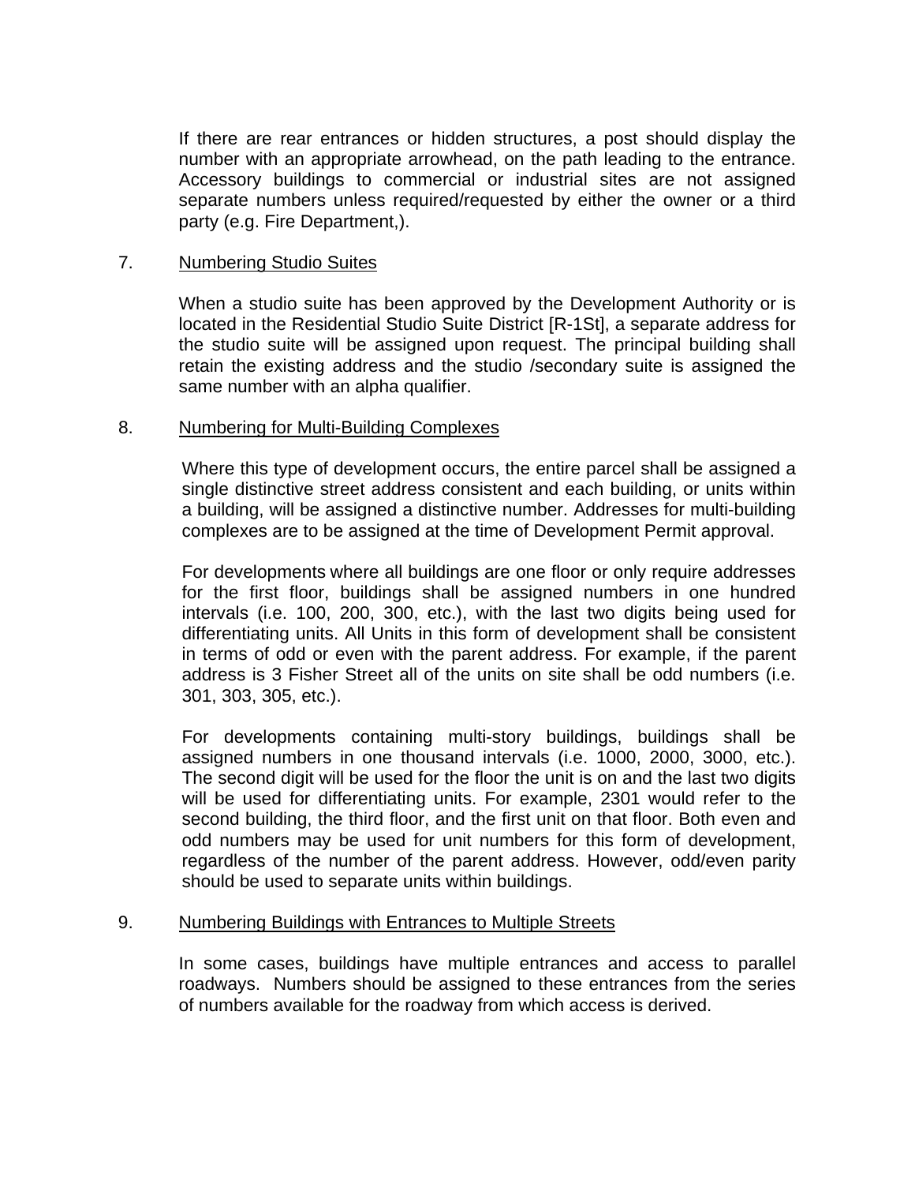If there are rear entrances or hidden structures, a post should display the number with an appropriate arrowhead, on the path leading to the entrance. Accessory buildings to commercial or industrial sites are not assigned separate numbers unless required/requested by either the owner or a third party (e.g. Fire Department,).

7. <u>Numbering Studio Suites</u>

When a studio suite has been approved by the Development Authority or is located in the Residential Studio Suite District [R-1St], a separate address for the studio suite will be assigned upon request. The principal building shall retain the existing address and the studio /secondary suite is assigned the same number with an alpha qualifier.

8. <u>Numbering for Multi-Building Complexes</u>

Where this type of development occurs, the entire parcel shall be assigned a single distinctive street address consistent and each building, or units within a building, will be assigned a distinctive number. Addresses for multi-building complexes are to be assigned at the time of Development Permit approval.

For developments where all buildings are one floor or only require addresses for the first floor, buildings shall be assigned numbers in one hundred intervals (i.e. 100, 200, 300, etc.), with the last two digits being used for differentiating units. All Units in this form of development shall be consistent in terms of odd or even with the parent address. For example, if the parent address is 3 Fisher Street all of the units on site shall be odd numbers (i.e. 301, 303, 305, etc.).

For developments containing multi-story buildings, buildings shall be assigned numbers in one thousand intervals (i.e. 1000, 2000, 3000, etc.). The second digit will be used for the floor the unit is on and the last two digits will be used for differentiating units. For example, 2301 would refer to the second building, the third floor, and the first unit on that floor. Both even and odd numbers may be used for unit numbers for this form of development, regardless of the number of the parent address. However, odd/even parity should be used to separate units within buildings.

9. <u>Numbering Buildings with Entrances to Multiple Streets</u>

In some cases, buildings have multiple entrances and access to parallel roadways. Numbers should be assigned to these entrances from the series of numbers available for the roadway from which access is derived.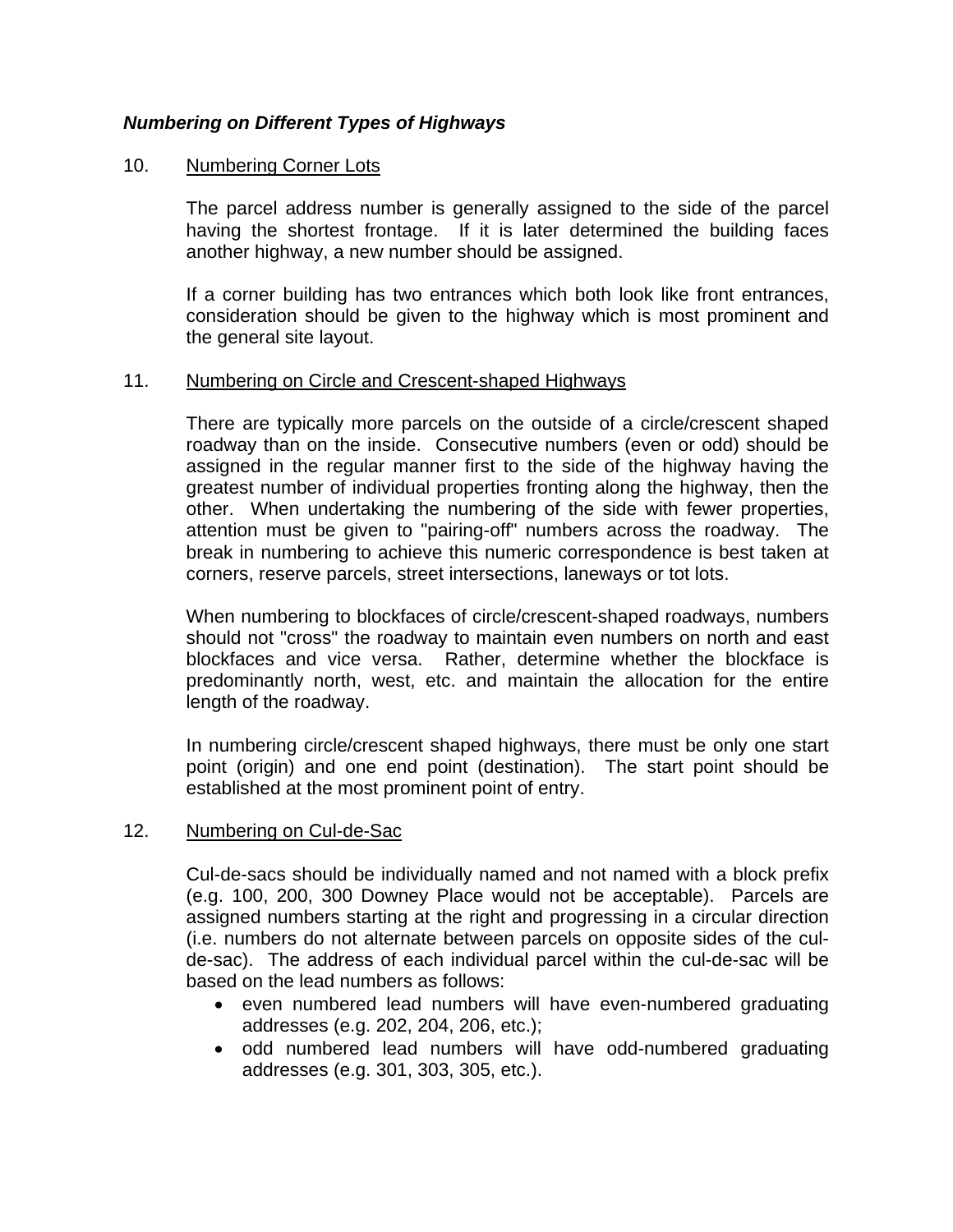### *Numbering on Different Types of Highways*

10. Numbering Corner Lots

The parcel address number is generally assigned to the side of the parcel having the shortest frontage. If it is later determined the building faces another highway, a new number should be assigned.

If a corner building has two entrances which both look like front entrances, consideration should be given to the highway which is most prominent and the general site layout.

11. Numbering on Circle and Crescent-shaped Highways

There are typically more parcels on the outside of a circle/crescent shaped roadway than on the inside. Consecutive numbers (even or odd) should be assigned in the regular manner first to the side of the highway having the greatest number of individual properties fronting along the highway, then the other. When undertaking the numbering of the side with fewer properties, attention must be given to "pairing-off" numbers across the roadway. The break in numbering to achieve this numeric correspondence is best taken at corners, reserve parcels, street intersections, laneways or tot lots.

When numbering to blockfaces of circle/crescent-shaped roadways, numbers should not "cross" the roadway to maintain even numbers on north and east blockfaces and vice versa. Rather, determine whether the blockface is predominantly north, west, etc. and maintain the allocation for the entire length of the roadway.

In numbering circle/crescent shaped highways, there must be only one start point (origin) and one end point (destination). The start point should be established at the most prominent point of entry.

12. Numbering on Cul-de-Sac

Cul-de-sacs should be individually named and not named with a block prefix (e.g. 100, 200, 300 Downey Place would not be acceptable). Parcels are assigned numbers starting at the right and progressing in a circular direction (i.e. numbers do not alternate between parcels on opposite sides of the cul-de-sac). The address of each individual parcel within the cul-de-sac will be based on the lead numbers as follows:

- even numbered lead numbers will have even-numbered graduating addresses (e.g. 202, 204, 206, etc.);
- odd numbered lead numbers will have odd-numbered graduating addresses (e.g. 301, 303, 305, etc.).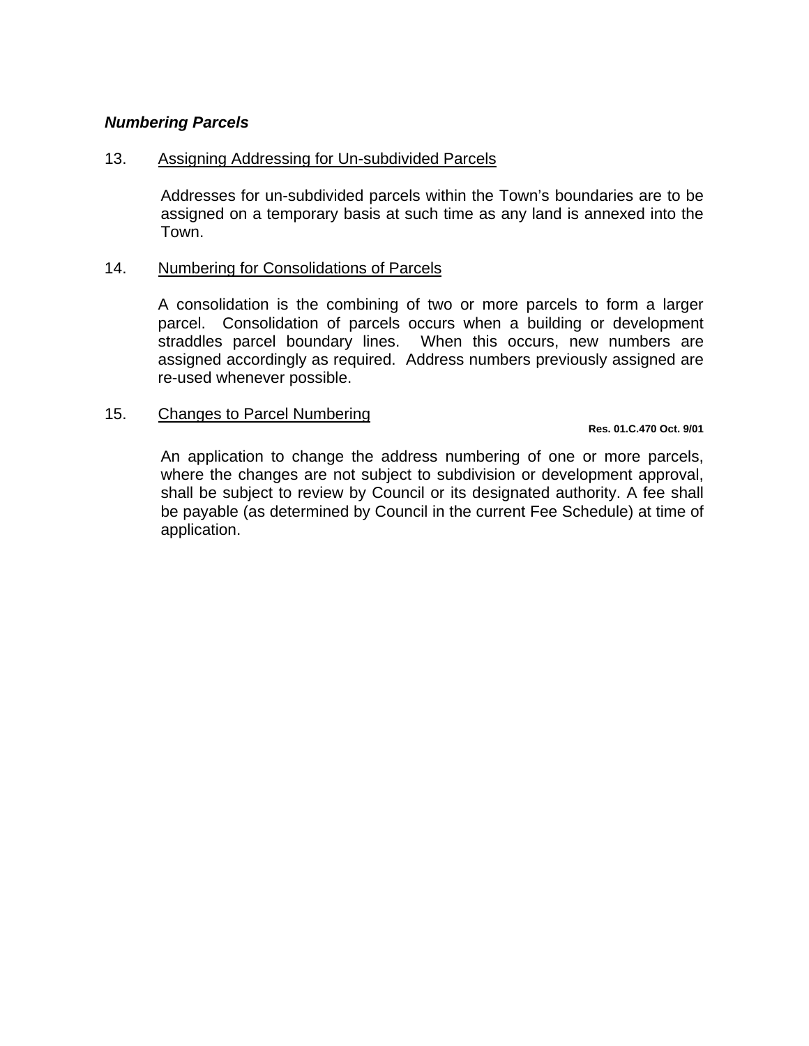***Numbering Parcels***

13. Assigning Addressing for Un-subdivided Parcels

Addresses for un-subdivided parcels within the Town's boundaries are to be assigned on a temporary basis at such time as any land is annexed into the Town.

14. Numbering for Consolidations of Parcels

A consolidation is the combining of two or more parcels to form a larger parcel. Consolidation of parcels occurs when a building or development straddles parcel boundary lines. When this occurs, new numbers are assigned accordingly as required. Address numbers previously assigned are re-used whenever possible.

15. Changes to Parcel Numbering

**Res. 01.C.470 Oct. 9/01**

An application to change the address numbering of one or more parcels, where the changes are not subject to subdivision or development approval, shall be subject to review by Council or its designated authority. A fee shall be payable (as determined by Council in the current Fee Schedule) at time of application.